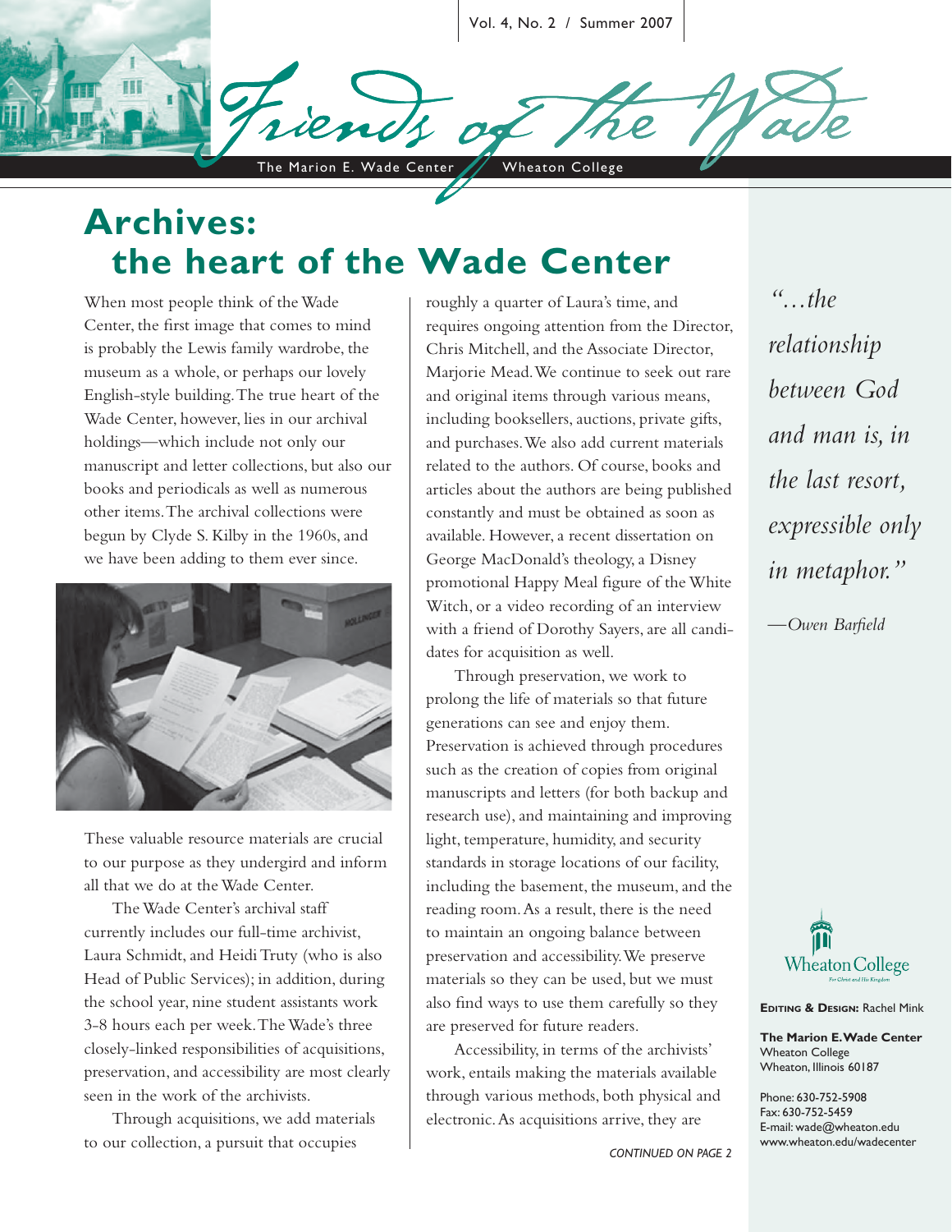Vol. 4, No. 2 / Summer 2007

# Friends of the Wade

The Marion E. Wade Center | Wheaton College

## Archives: the heart of the Wade Center

When most people think of the Wade Center, the first image that comes to mind is probably the Lewis family wardrobe, the museum as a whole, or perhaps our lovely English-style building. The true heart of the Wade Center, however, lies in our archival holdings—which include not only our manuscript and letter collections, but also our books and periodicals as well as numerous other items. The archival collections were begun by Clyde S. Kilby in the 1960s, and we have been adding to them ever since.

These valuable resource materials are crucial to our purpose as they undergird and inform all that we do at the Wade Center.

The Wade Center's archival staff currently includes our full-time archivist, Laura Schmidt, and Heidi Truty (who is also Head of Public Services); in addition, during the school year, nine student assistants work 3-8 hours each per week. The Wade's three closely-linked responsibilities of acquisitions, preservation, and accessibility are most clearly seen in the work of the archivists.

Through acquisitions, we add materials to our collection, a pursuit that occupies roughly a quarter of Laura's time, and requires ongoing attention from the Director, Chris Mitchell, and the Associate Director, Marjorie Mead. We continue to seek out rare and original items through various means, including booksellers, auctions, private gifts, and purchases. We also add current materials related to the authors. Of course, books and articles about the authors are being published constantly and must be obtained as soon as available. However, a recent dissertation on George MacDonald's theology, a Disney promotional Happy Meal figure of the White Witch, or a video recording of an interview with a friend of Dorothy Sayers, are all candidates for acquisition as well.

Through preservation, we work to prolong the life of materials so that future generations can see and enjoy them. Preservation is achieved through procedures such as the creation of copies from original manuscripts and letters (for both backup and research use), and maintaining and improving light, temperature, humidity, and security standards in storage locations of our facility, including the basement, the museum, and the reading room. As a result, there is the need to maintain an ongoing balance between preservation and accessibility. We preserve materials so they can be used, but we must also find ways to use them carefully so they are preserved for future readers.

Accessibility, in terms of the archivists' work, entails making the materials available through various methods, both physical and electronic. As acquisitions arrive, they are

*CONTINUED ON PAGE 2*

*"…the relationship between God and man is, in the last resort, expressible only in metaphor."*

*—Owen Barfield*

Wheaton College

**Editing & Design:** Rachel Mink

**The Marion E. Wade Center**
Wheaton College
Wheaton, Illinois 60187

Phone: 630-752-5908
Fax: 630-752-5459
E-mail: wade@wheaton.edu
www.wheaton.edu/wadecenter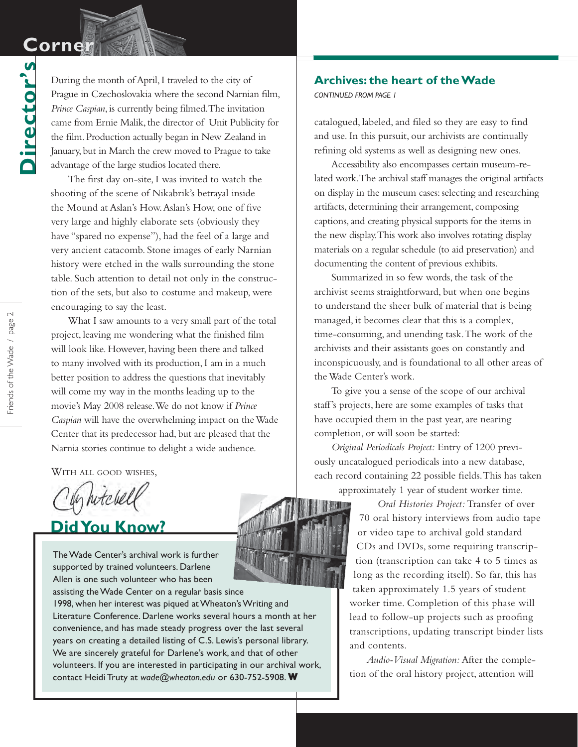# Director's Corner

During the month of April, I traveled to the city of Prague in Czechoslovakia where the second Narnian film, *Prince Caspian*, is currently being filmed. The invitation came from Ernie Malik, the director of Unit Publicity for the film. Production actually began in New Zealand in January, but in March the crew moved to Prague to take advantage of the large studios located there.

The first day on-site, I was invited to watch the shooting of the scene of Nikabrik's betrayal inside the Mound at Aslan's How. Aslan's How, one of five very large and highly elaborate sets (obviously they have "spared no expense"), had the feel of a large and very ancient catacomb. Stone images of early Narnian history were etched in the walls surrounding the stone table. Such attention to detail not only in the construction of the sets, but also to costume and makeup, were encouraging to say the least.

What I saw amounts to a very small part of the total project, leaving me wondering what the finished film will look like. However, having been there and talked to many involved with its production, I am in a much better position to address the questions that inevitably will come my way in the months leading up to the movie's May 2008 release. We do not know if *Prince Caspian* will have the overwhelming impact on the Wade Center that its predecessor had, but are pleased that the Narnia stories continue to delight a wide audience.

With all good wishes,

Chris Mitchell

## Did You Know?

The Wade Center's archival work is further supported by trained volunteers. Darlene Allen is one such volunteer who has been assisting the Wade Center on a regular basis since 1998, when her interest was piqued at Wheaton's Writing and Literature Conference. Darlene works several hours a month at her convenience, and has made steady progress over the last several years on creating a detailed listing of C.S. Lewis's personal library. We are sincerely grateful for Darlene's work, and that of other volunteers. If you are interested in participating in our archival work, contact Heidi Truty at *wade@wheaton.edu* or 630-752-5908. **W**

## Archives: the heart of the Wade

*CONTINUED FROM PAGE 1*

catalogued, labeled, and filed so they are easy to find and use. In this pursuit, our archivists are continually refining old systems as well as designing new ones.

Accessibility also encompasses certain museum-related work. The archival staff manages the original artifacts on display in the museum cases: selecting and researching artifacts, determining their arrangement, composing captions, and creating physical supports for the items in the new display. This work also involves rotating display materials on a regular schedule (to aid preservation) and documenting the content of previous exhibits.

Summarized in so few words, the task of the archivist seems straightforward, but when one begins to understand the sheer bulk of material that is being managed, it becomes clear that this is a complex, time-consuming, and unending task. The work of the archivists and their assistants goes on constantly and inconspicuously, and is foundational to all other areas of the Wade Center's work.

To give you a sense of the scope of our archival staff's projects, here are some examples of tasks that have occupied them in the past year, are nearing completion, or will soon be started:

*Original Periodicals Project:* Entry of 1200 previously uncatalogued periodicals into a new database, each record containing 22 possible fields. This has taken approximately 1 year of student worker time.

*Oral Histories Project:* Transfer of over 70 oral history interviews from audio tape or video tape to archival gold standard CDs and DVDs, some requiring transcription (transcription can take 4 to 5 times as long as the recording itself). So far, this has taken approximately 1.5 years of student worker time. Completion of this phase will lead to follow-up projects such as proofing transcriptions, updating transcript binder lists and contents.

*Audio-Visual Migration:* After the completion of the oral history project, attention will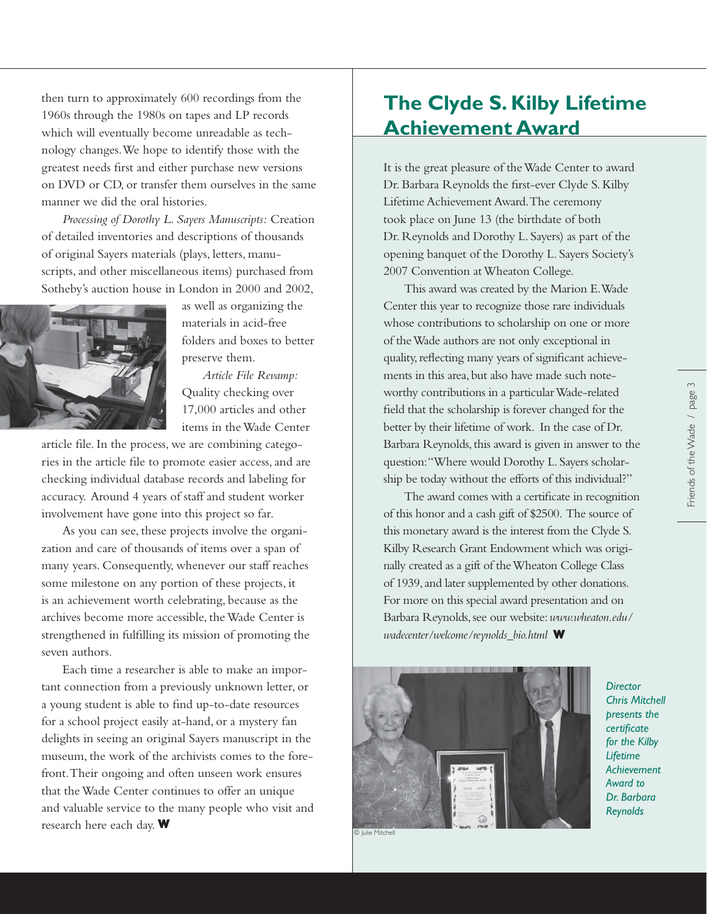then turn to approximately 600 recordings from the 1960s through the 1980s on tapes and LP records which will eventually become unreadable as technology changes. We hope to identify those with the greatest needs first and either purchase new versions on DVD or CD, or transfer them ourselves in the same manner we did the oral histories.

*Processing of Dorothy L. Sayers Manuscripts:* Creation of detailed inventories and descriptions of thousands of original Sayers materials (plays, letters, manuscripts, and other miscellaneous items) purchased from Sotheby's auction house in London in 2000 and 2002, as well as organizing the materials in acid-free folders and boxes to better preserve them.

*Article File Revamp:* Quality checking over 17,000 articles and other items in the Wade Center article file. In the process, we are combining categories in the article file to promote easier access, and are checking individual database records and labeling for accuracy. Around 4 years of staff and student worker involvement have gone into this project so far.

As you can see, these projects involve the organization and care of thousands of items over a span of many years. Consequently, whenever our staff reaches some milestone on any portion of these projects, it is an achievement worth celebrating, because as the archives become more accessible, the Wade Center is strengthened in fulfilling its mission of promoting the seven authors.

Each time a researcher is able to make an important connection from a previously unknown letter, or a young student is able to find up-to-date resources for a school project easily at-hand, or a mystery fan delights in seeing an original Sayers manuscript in the museum, the work of the archivists comes to the forefront. Their ongoing and often unseen work ensures that the Wade Center continues to offer an unique and valuable service to the many people who visit and research here each day. **W**

## The Clyde S. Kilby Lifetime Achievement Award

It is the great pleasure of the Wade Center to award Dr. Barbara Reynolds the first-ever Clyde S. Kilby Lifetime Achievement Award. The ceremony took place on June 13 (the birthdate of both Dr. Reynolds and Dorothy L. Sayers) as part of the opening banquet of the Dorothy L. Sayers Society's 2007 Convention at Wheaton College.

This award was created by the Marion E. Wade Center this year to recognize those rare individuals whose contributions to scholarship on one or more of the Wade authors are not only exceptional in quality, reflecting many years of significant achievements in this area, but also have made such noteworthy contributions in a particular Wade-related field that the scholarship is forever changed for the better by their lifetime of work. In the case of Dr. Barbara Reynolds, this award is given in answer to the question: "Where would Dorothy L. Sayers scholarship be today without the efforts of this individual?"

The award comes with a certificate in recognition of this honor and a cash gift of $2500. The source of this monetary award is the interest from the Clyde S. Kilby Research Grant Endowment which was originally created as a gift of the Wheaton College Class of 1939, and later supplemented by other donations. For more on this special award presentation and on Barbara Reynolds, see our website: *www.wheaton.edu/wadecenter/welcome/reynolds_bio.html* **W**

© Julie Mitchell

*Director Chris Mitchell presents the certificate for the Kilby Lifetime Achievement Award to Dr. Barbara Reynolds*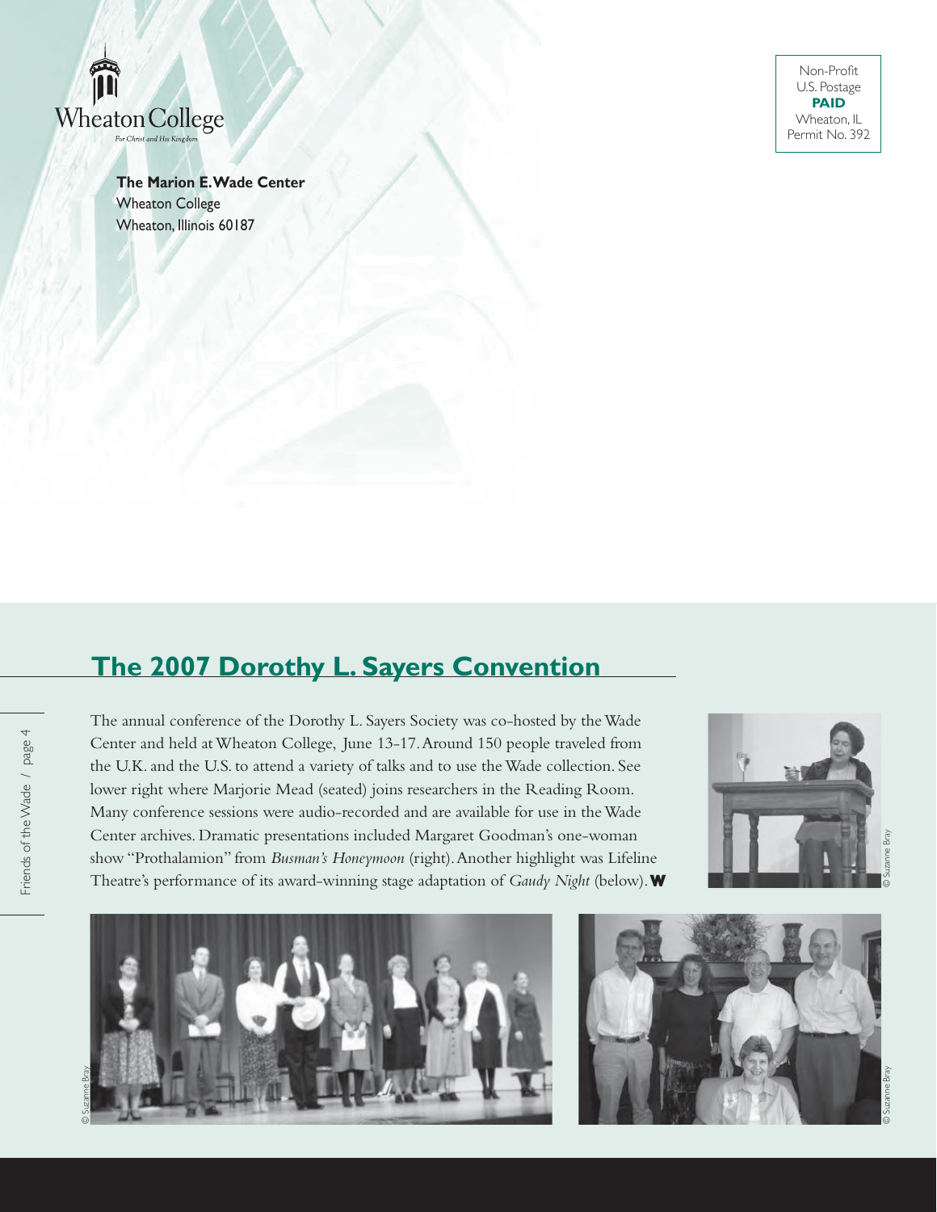Wheaton College

*For Christ and His Kingdom*

**The Marion E. Wade Center**
Wheaton College
Wheaton, Illinois 60187

Non-Profit
U.S. Postage
**PAID**
Wheaton, IL
Permit No. 392

## The 2007 Dorothy L. Sayers Convention

The annual conference of the Dorothy L. Sayers Society was co-hosted by the Wade Center and held at Wheaton College, June 13-17. Around 150 people traveled from the U.K. and the U.S. to attend a variety of talks and to use the Wade collection. See lower right where Marjorie Mead (seated) joins researchers in the Reading Room. Many conference sessions were audio-recorded and are available for use in the Wade Center archives. Dramatic presentations included Margaret Goodman's one-woman show "Prothalamion" from *Busman's Honeymoon* (right). Another highlight was Lifeline Theatre's performance of its award-winning stage adaptation of *Gaudy Night* (below). **W**

© Suzanne Bray

© Suzanne Bray

© Suzanne Bray